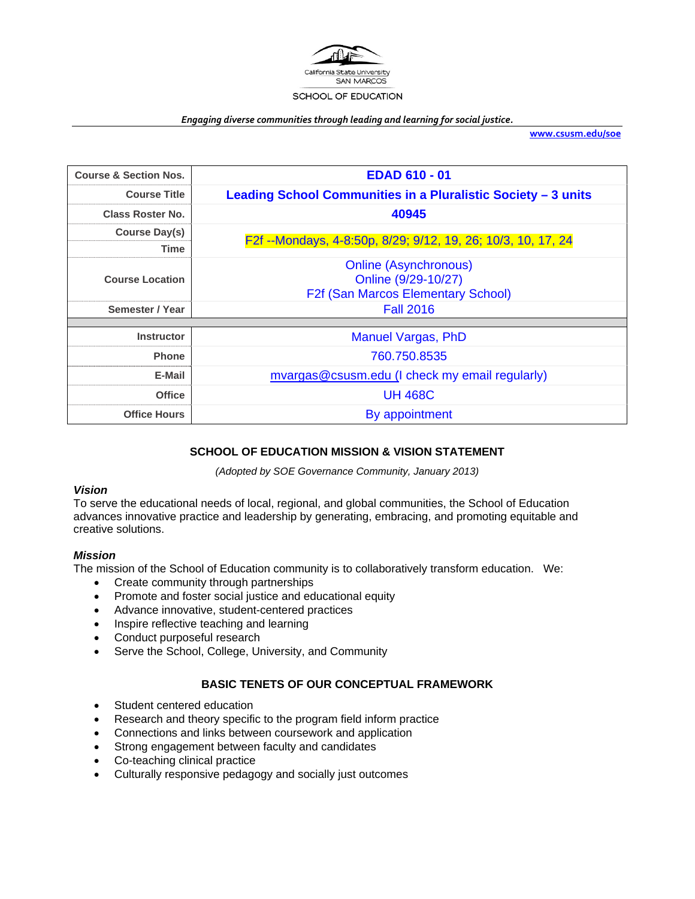California State University
SAN MARCOS
SCHOOL OF EDUCATION

*Engaging diverse communities through leading and learning for social justice.*

www.csusm.edu/soe

| | |
|---|---|
| **Course & Section Nos.** | **EDAD 610 - 01** |
| **Course Title** | **Leading School Communities in a Pluralistic Society – 3 units** |
| **Class Roster No.** | **40945** |
| **Course Day(s)** / **Time** | F2f --Mondays, 4-8:50p, 8/29; 9/12, 19, 26; 10/3, 10, 17, 24 |
| **Course Location** | Online (Asynchronous)<br>Online (9/29-10/27)<br>F2f (San Marcos Elementary School) |
| **Semester / Year** | Fall 2016 |
| | |
| **Instructor** | Manuel Vargas, PhD |
| **Phone** | 760.750.8535 |
| **E-Mail** | mvargas@csusm.edu (I check my email regularly) |
| **Office** | UH 468C |
| **Office Hours** | By appointment |

## SCHOOL OF EDUCATION MISSION & VISION STATEMENT

*(Adopted by SOE Governance Community, January 2013)*

***Vision***

To serve the educational needs of local, regional, and global communities, the School of Education advances innovative practice and leadership by generating, embracing, and promoting equitable and creative solutions.

***Mission***

The mission of the School of Education community is to collaboratively transform education. We:

- Create community through partnerships
- Promote and foster social justice and educational equity
- Advance innovative, student-centered practices
- Inspire reflective teaching and learning
- Conduct purposeful research
- Serve the School, College, University, and Community

## BASIC TENETS OF OUR CONCEPTUAL FRAMEWORK

- Student centered education
- Research and theory specific to the program field inform practice
- Connections and links between coursework and application
- Strong engagement between faculty and candidates
- Co-teaching clinical practice
- Culturally responsive pedagogy and socially just outcomes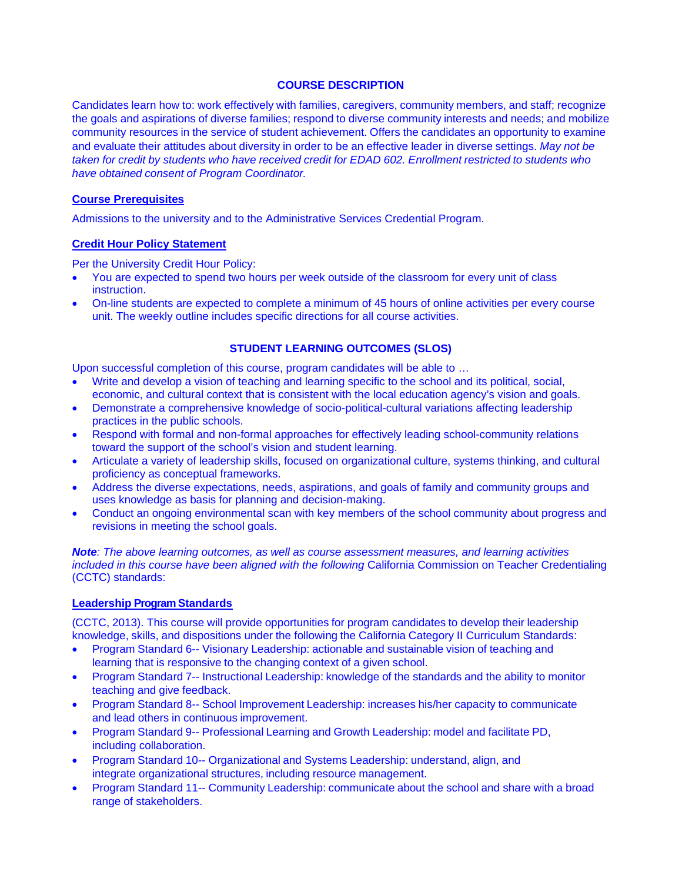## COURSE DESCRIPTION

Candidates learn how to: work effectively with families, caregivers, community members, and staff; recognize the goals and aspirations of diverse families; respond to diverse community interests and needs; and mobilize community resources in the service of student achievement. Offers the candidates an opportunity to examine and evaluate their attitudes about diversity in order to be an effective leader in diverse settings. *May not be taken for credit by students who have received credit for EDAD 602. Enrollment restricted to students who have obtained consent of Program Coordinator.*

### Course Prerequisites

Admissions to the university and to the Administrative Services Credential Program.

### Credit Hour Policy Statement

Per the University Credit Hour Policy:

- You are expected to spend two hours per week outside of the classroom for every unit of class instruction.
- On-line students are expected to complete a minimum of 45 hours of online activities per every course unit. The weekly outline includes specific directions for all course activities.

## STUDENT LEARNING OUTCOMES (SLOS)

Upon successful completion of this course, program candidates will be able to …

- Write and develop a vision of teaching and learning specific to the school and its political, social, economic, and cultural context that is consistent with the local education agency's vision and goals.
- Demonstrate a comprehensive knowledge of socio-political-cultural variations affecting leadership practices in the public schools.
- Respond with formal and non-formal approaches for effectively leading school-community relations toward the support of the school's vision and student learning.
- Articulate a variety of leadership skills, focused on organizational culture, systems thinking, and cultural proficiency as conceptual frameworks.
- Address the diverse expectations, needs, aspirations, and goals of family and community groups and uses knowledge as basis for planning and decision-making.
- Conduct an ongoing environmental scan with key members of the school community about progress and revisions in meeting the school goals.

***Note**: The above learning outcomes, as well as course assessment measures, and learning activities included in this course have been aligned with the following* California Commission on Teacher Credentialing (CCTC) standards:

### Leadership Program Standards

(CCTC, 2013). This course will provide opportunities for program candidates to develop their leadership knowledge, skills, and dispositions under the following the California Category II Curriculum Standards:

- Program Standard 6-- Visionary Leadership: actionable and sustainable vision of teaching and learning that is responsive to the changing context of a given school.
- Program Standard 7-- Instructional Leadership: knowledge of the standards and the ability to monitor teaching and give feedback.
- Program Standard 8-- School Improvement Leadership: increases his/her capacity to communicate and lead others in continuous improvement.
- Program Standard 9-- Professional Learning and Growth Leadership: model and facilitate PD, including collaboration.
- Program Standard 10-- Organizational and Systems Leadership: understand, align, and integrate organizational structures, including resource management.
- Program Standard 11-- Community Leadership: communicate about the school and share with a broad range of stakeholders.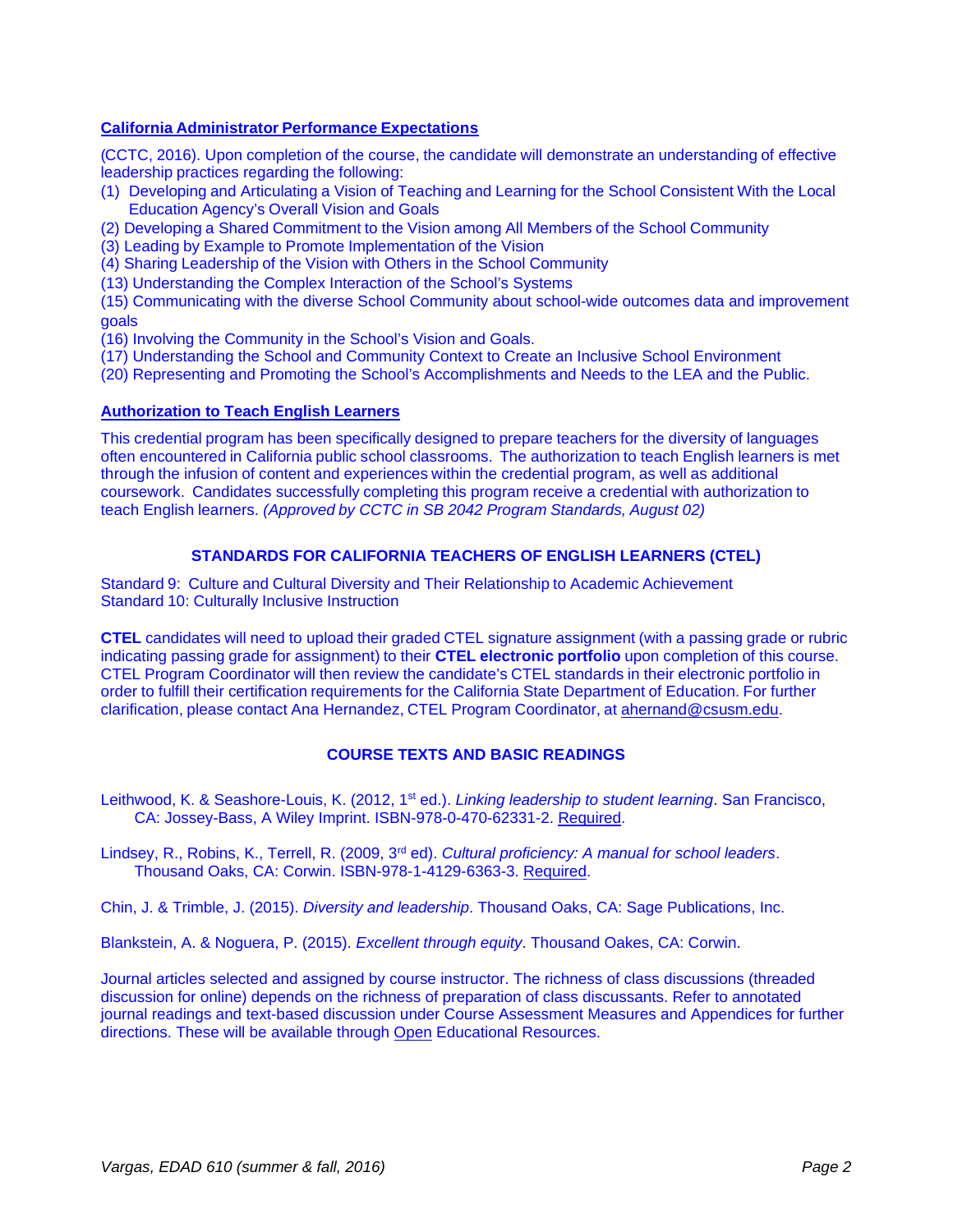### California Administrator Performance Expectations

(CCTC, 2016). Upon completion of the course, the candidate will demonstrate an understanding of effective leadership practices regarding the following:

(1) Developing and Articulating a Vision of Teaching and Learning for the School Consistent With the Local Education Agency's Overall Vision and Goals
(2) Developing a Shared Commitment to the Vision among All Members of the School Community
(3) Leading by Example to Promote Implementation of the Vision
(4) Sharing Leadership of the Vision with Others in the School Community
(13) Understanding the Complex Interaction of the School's Systems
(15) Communicating with the diverse School Community about school-wide outcomes data and improvement goals
(16) Involving the Community in the School's Vision and Goals.
(17) Understanding the School and Community Context to Create an Inclusive School Environment
(20) Representing and Promoting the School's Accomplishments and Needs to the LEA and the Public.

### Authorization to Teach English Learners

This credential program has been specifically designed to prepare teachers for the diversity of languages often encountered in California public school classrooms. The authorization to teach English learners is met through the infusion of content and experiences within the credential program, as well as additional coursework. Candidates successfully completing this program receive a credential with authorization to teach English learners. *(Approved by CCTC in SB 2042 Program Standards, August 02)*

## STANDARDS FOR CALIFORNIA TEACHERS OF ENGLISH LEARNERS (CTEL)

Standard 9: Culture and Cultural Diversity and Their Relationship to Academic Achievement
Standard 10: Culturally Inclusive Instruction

**CTEL** candidates will need to upload their graded CTEL signature assignment (with a passing grade or rubric indicating passing grade for assignment) to their **CTEL electronic portfolio** upon completion of this course. CTEL Program Coordinator will then review the candidate's CTEL standards in their electronic portfolio in order to fulfill their certification requirements for the California State Department of Education. For further clarification, please contact Ana Hernandez, CTEL Program Coordinator, at ahernand@csusm.edu.

## COURSE TEXTS AND BASIC READINGS

Leithwood, K. & Seashore-Louis, K. (2012, 1st ed.). *Linking leadership to student learning*. San Francisco, CA: Jossey-Bass, A Wiley Imprint. ISBN-978-0-470-62331-2. Required.

Lindsey, R., Robins, K., Terrell, R. (2009, 3rd ed). *Cultural proficiency: A manual for school leaders*. Thousand Oaks, CA: Corwin. ISBN-978-1-4129-6363-3. Required.

Chin, J. & Trimble, J. (2015). *Diversity and leadership*. Thousand Oaks, CA: Sage Publications, Inc.

Blankstein, A. & Noguera, P. (2015). *Excellent through equity*. Thousand Oakes, CA: Corwin.

Journal articles selected and assigned by course instructor. The richness of class discussions (threaded discussion for online) depends on the richness of preparation of class discussants. Refer to annotated journal readings and text-based discussion under Course Assessment Measures and Appendices for further directions. These will be available through Open Educational Resources.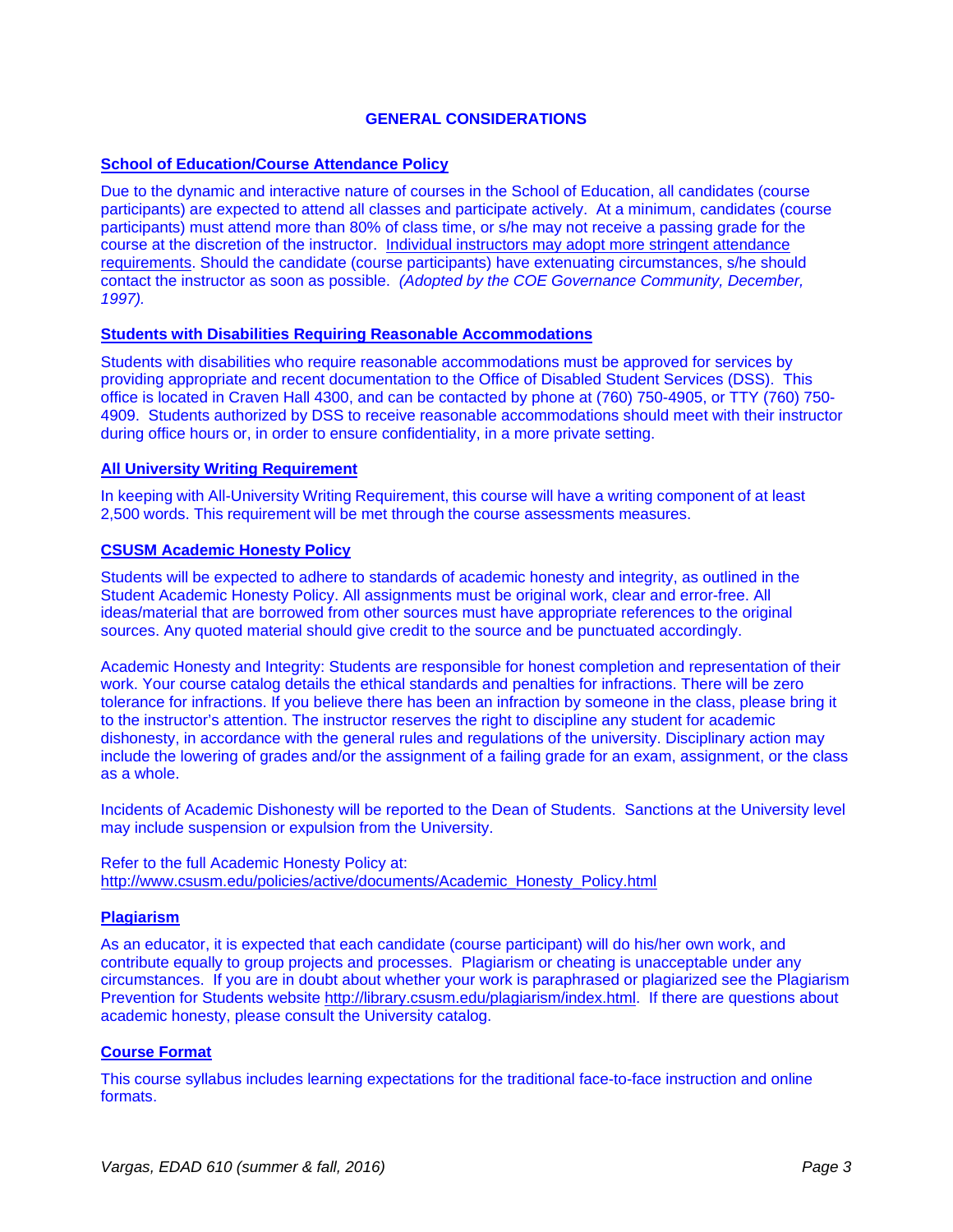## GENERAL CONSIDERATIONS

### School of Education/Course Attendance Policy

Due to the dynamic and interactive nature of courses in the School of Education, all candidates (course participants) are expected to attend all classes and participate actively. At a minimum, candidates (course participants) must attend more than 80% of class time, or s/he may not receive a passing grade for the course at the discretion of the instructor. Individual instructors may adopt more stringent attendance requirements. Should the candidate (course participants) have extenuating circumstances, s/he should contact the instructor as soon as possible. *(Adopted by the COE Governance Community, December, 1997).*

### Students with Disabilities Requiring Reasonable Accommodations

Students with disabilities who require reasonable accommodations must be approved for services by providing appropriate and recent documentation to the Office of Disabled Student Services (DSS). This office is located in Craven Hall 4300, and can be contacted by phone at (760) 750-4905, or TTY (760) 750-4909. Students authorized by DSS to receive reasonable accommodations should meet with their instructor during office hours or, in order to ensure confidentiality, in a more private setting.

### All University Writing Requirement

In keeping with All-University Writing Requirement, this course will have a writing component of at least 2,500 words. This requirement will be met through the course assessments measures.

### CSUSM Academic Honesty Policy

Students will be expected to adhere to standards of academic honesty and integrity, as outlined in the Student Academic Honesty Policy. All assignments must be original work, clear and error-free. All ideas/material that are borrowed from other sources must have appropriate references to the original sources. Any quoted material should give credit to the source and be punctuated accordingly.

Academic Honesty and Integrity: Students are responsible for honest completion and representation of their work. Your course catalog details the ethical standards and penalties for infractions. There will be zero tolerance for infractions. If you believe there has been an infraction by someone in the class, please bring it to the instructor's attention. The instructor reserves the right to discipline any student for academic dishonesty, in accordance with the general rules and regulations of the university. Disciplinary action may include the lowering of grades and/or the assignment of a failing grade for an exam, assignment, or the class as a whole.

Incidents of Academic Dishonesty will be reported to the Dean of Students. Sanctions at the University level may include suspension or expulsion from the University.

Refer to the full Academic Honesty Policy at:
http://www.csusm.edu/policies/active/documents/Academic_Honesty_Policy.html

### Plagiarism

As an educator, it is expected that each candidate (course participant) will do his/her own work, and contribute equally to group projects and processes. Plagiarism or cheating is unacceptable under any circumstances. If you are in doubt about whether your work is paraphrased or plagiarized see the Plagiarism Prevention for Students website http://library.csusm.edu/plagiarism/index.html. If there are questions about academic honesty, please consult the University catalog.

### Course Format

This course syllabus includes learning expectations for the traditional face-to-face instruction and online formats.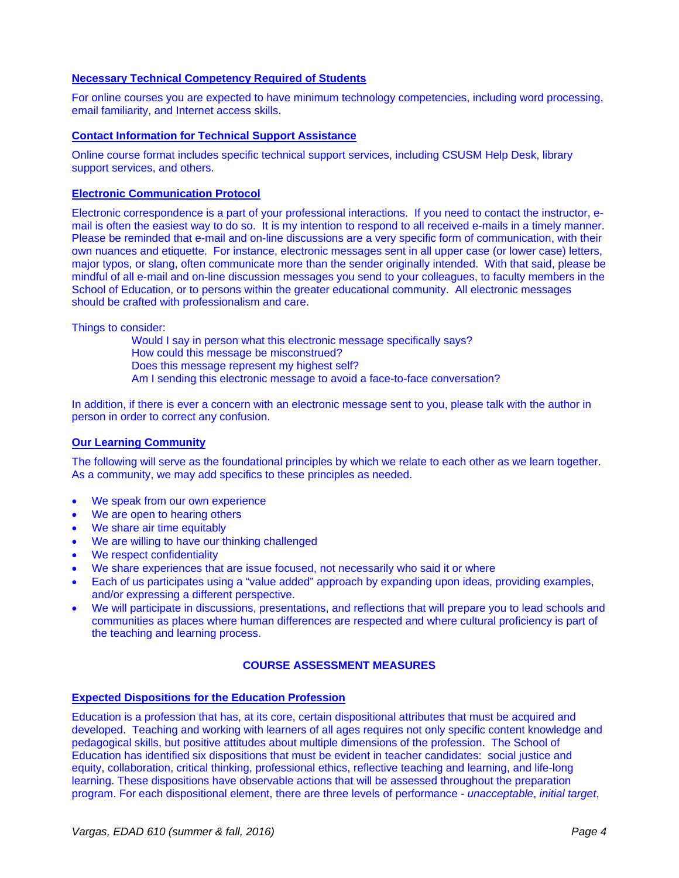**Necessary Technical Competency Required of Students**

For online courses you are expected to have minimum technology competencies, including word processing, email familiarity, and Internet access skills.

**Contact Information for Technical Support Assistance**

Online course format includes specific technical support services, including CSUSM Help Desk, library support services, and others.

**Electronic Communication Protocol**

Electronic correspondence is a part of your professional interactions. If you need to contact the instructor, e-mail is often the easiest way to do so. It is my intention to respond to all received e-mails in a timely manner. Please be reminded that e-mail and on-line discussions are a very specific form of communication, with their own nuances and etiquette. For instance, electronic messages sent in all upper case (or lower case) letters, major typos, or slang, often communicate more than the sender originally intended. With that said, please be mindful of all e-mail and on-line discussion messages you send to your colleagues, to faculty members in the School of Education, or to persons within the greater educational community. All electronic messages should be crafted with professionalism and care.

Things to consider:

> Would I say in person what this electronic message specifically says?
> How could this message be misconstrued?
> Does this message represent my highest self?
> Am I sending this electronic message to avoid a face-to-face conversation?

In addition, if there is ever a concern with an electronic message sent to you, please talk with the author in person in order to correct any confusion.

**Our Learning Community**

The following will serve as the foundational principles by which we relate to each other as we learn together. As a community, we may add specifics to these principles as needed.

- We speak from our own experience
- We are open to hearing others
- We share air time equitably
- We are willing to have our thinking challenged
- We respect confidentiality
- We share experiences that are issue focused, not necessarily who said it or where
- Each of us participates using a "value added" approach by expanding upon ideas, providing examples, and/or expressing a different perspective.
- We will participate in discussions, presentations, and reflections that will prepare you to lead schools and communities as places where human differences are respected and where cultural proficiency is part of the teaching and learning process.

## COURSE ASSESSMENT MEASURES

**Expected Dispositions for the Education Profession**

Education is a profession that has, at its core, certain dispositional attributes that must be acquired and developed. Teaching and working with learners of all ages requires not only specific content knowledge and pedagogical skills, but positive attitudes about multiple dimensions of the profession. The School of Education has identified six dispositions that must be evident in teacher candidates: social justice and equity, collaboration, critical thinking, professional ethics, reflective teaching and learning, and life-long learning. These dispositions have observable actions that will be assessed throughout the preparation program. For each dispositional element, there are three levels of performance - *unacceptable*, *initial target*,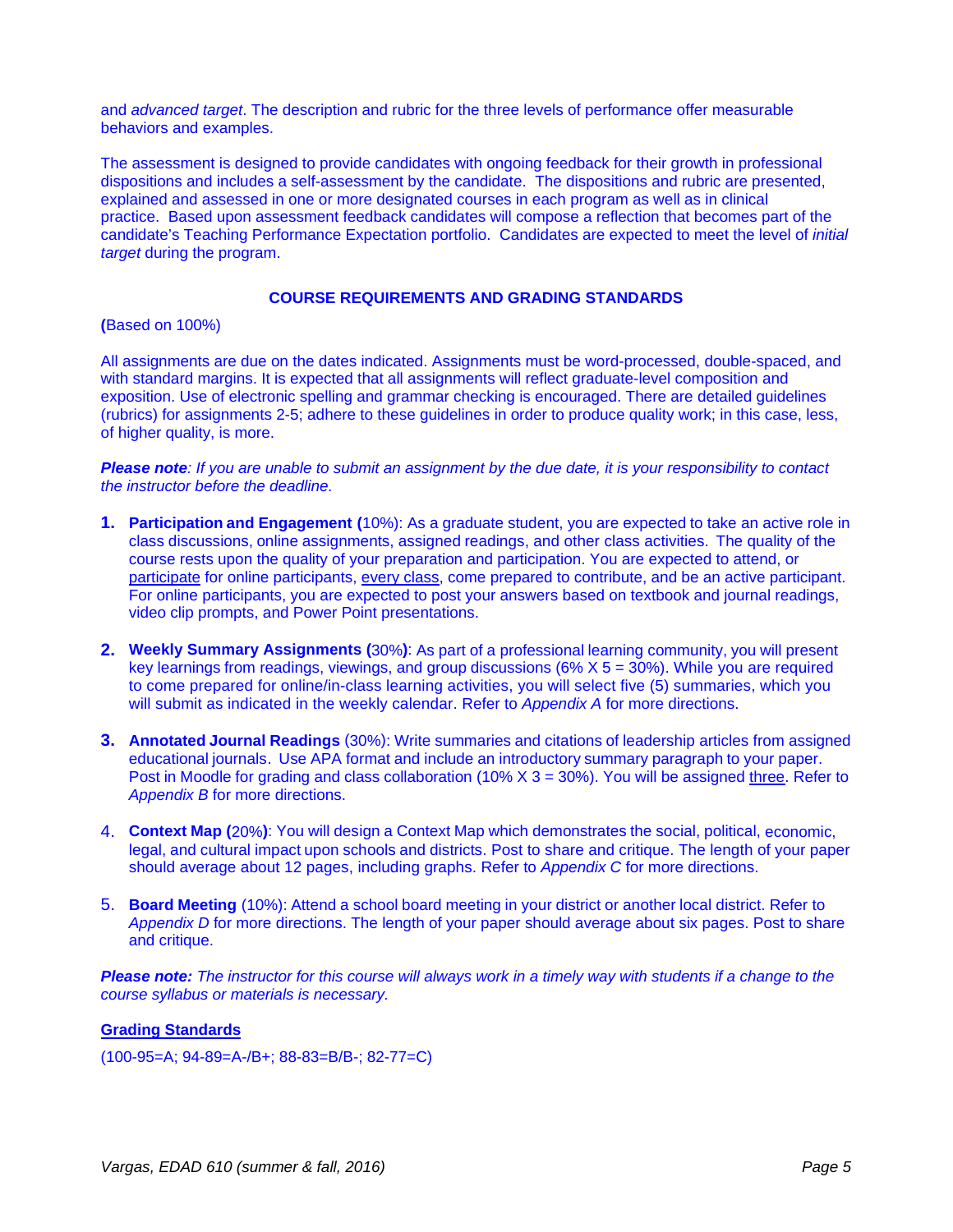and *advanced target*. The description and rubric for the three levels of performance offer measurable behaviors and examples.

The assessment is designed to provide candidates with ongoing feedback for their growth in professional dispositions and includes a self-assessment by the candidate. The dispositions and rubric are presented, explained and assessed in one or more designated courses in each program as well as in clinical practice. Based upon assessment feedback candidates will compose a reflection that becomes part of the candidate's Teaching Performance Expectation portfolio. Candidates are expected to meet the level of *initial target* during the program.

## COURSE REQUIREMENTS AND GRADING STANDARDS

**(**Based on 100%)

All assignments are due on the dates indicated. Assignments must be word-processed, double-spaced, and with standard margins. It is expected that all assignments will reflect graduate-level composition and exposition. Use of electronic spelling and grammar checking is encouraged. There are detailed guidelines (rubrics) for assignments 2-5; adhere to these guidelines in order to produce quality work; in this case, less, of higher quality, is more.

***Please note****: If you are unable to submit an assignment by the due date, it is your responsibility to contact the instructor before the deadline.*

1. **Participation and Engagement (**10%): As a graduate student, you are expected to take an active role in class discussions, online assignments, assigned readings, and other class activities. The quality of the course rests upon the quality of your preparation and participation. You are expected to attend, or <u>participate</u> for online participants, <u>every class</u>, come prepared to contribute, and be an active participant. For online participants, you are expected to post your answers based on textbook and journal readings, video clip prompts, and Power Point presentations.

2. **Weekly Summary Assignments (**30%**)**: As part of a professional learning community, you will present key learnings from readings, viewings, and group discussions (6% X 5 = 30%). While you are required to come prepared for online/in-class learning activities, you will select five (5) summaries, which you will submit as indicated in the weekly calendar. Refer to *Appendix A* for more directions.

3. **Annotated Journal Readings** (30%): Write summaries and citations of leadership articles from assigned educational journals. Use APA format and include an introductory summary paragraph to your paper. Post in Moodle for grading and class collaboration (10% X 3 = 30%). You will be assigned <u>three</u>. Refer to *Appendix B* for more directions.

4. **Context Map (**20%**)**: You will design a Context Map which demonstrates the social, political, economic, legal, and cultural impact upon schools and districts. Post to share and critique. The length of your paper should average about 12 pages, including graphs. Refer to *Appendix C* for more directions.

5. **Board Meeting** (10%): Attend a school board meeting in your district or another local district. Refer to *Appendix D* for more directions. The length of your paper should average about six pages. Post to share and critique.

***Please note:*** *The instructor for this course will always work in a timely way with students if a change to the course syllabus or materials is necessary.*

**<u>Grading Standards</u>**

(100-95=A; 94-89=A-/B+; 88-83=B/B-; 82-77=C)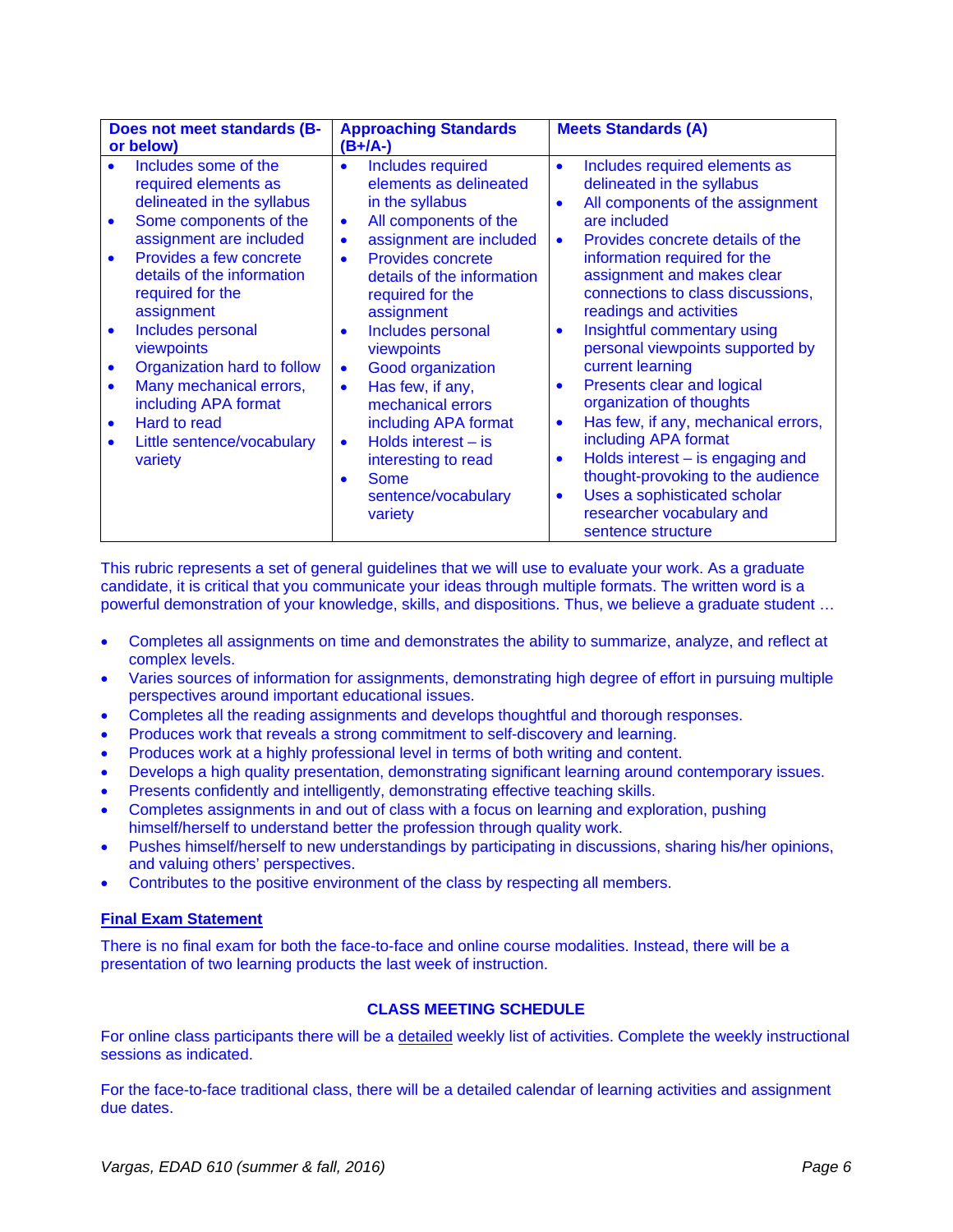| Does not meet standards (B- or below) | Approaching Standards (B+/A-) | Meets Standards (A) |
|---|---|---|
| • Includes some of the required elements as delineated in the syllabus<br>• Some components of the assignment are included<br>• Provides a few concrete details of the information required for the assignment<br>• Includes personal viewpoints<br>• Organization hard to follow<br>• Many mechanical errors, including APA format<br>• Hard to read<br>• Little sentence/vocabulary variety | • Includes required elements as delineated in the syllabus<br>• All components of the<br>• assignment are included<br>• Provides concrete details of the information required for the assignment<br>• Includes personal viewpoints<br>• Good organization<br>• Has few, if any, mechanical errors including APA format<br>• Holds interest – is interesting to read<br>• Some sentence/vocabulary variety | • Includes required elements as delineated in the syllabus<br>• All components of the assignment are included<br>• Provides concrete details of the information required for the assignment and makes clear connections to class discussions, readings and activities<br>• Insightful commentary using personal viewpoints supported by current learning<br>• Presents clear and logical organization of thoughts<br>• Has few, if any, mechanical errors, including APA format<br>• Holds interest – is engaging and thought-provoking to the audience<br>• Uses a sophisticated scholar researcher vocabulary and sentence structure |

This rubric represents a set of general guidelines that we will use to evaluate your work. As a graduate candidate, it is critical that you communicate your ideas through multiple formats. The written word is a powerful demonstration of your knowledge, skills, and dispositions. Thus, we believe a graduate student …

- Completes all assignments on time and demonstrates the ability to summarize, analyze, and reflect at complex levels.
- Varies sources of information for assignments, demonstrating high degree of effort in pursuing multiple perspectives around important educational issues.
- Completes all the reading assignments and develops thoughtful and thorough responses.
- Produces work that reveals a strong commitment to self-discovery and learning.
- Produces work at a highly professional level in terms of both writing and content.
- Develops a high quality presentation, demonstrating significant learning around contemporary issues.
- Presents confidently and intelligently, demonstrating effective teaching skills.
- Completes assignments in and out of class with a focus on learning and exploration, pushing himself/herself to understand better the profession through quality work.
- Pushes himself/herself to new understandings by participating in discussions, sharing his/her opinions, and valuing others' perspectives.
- Contributes to the positive environment of the class by respecting all members.

**Final Exam Statement**

There is no final exam for both the face-to-face and online course modalities. Instead, there will be a presentation of two learning products the last week of instruction.

## CLASS MEETING SCHEDULE

For online class participants there will be a detailed weekly list of activities. Complete the weekly instructional sessions as indicated.

For the face-to-face traditional class, there will be a detailed calendar of learning activities and assignment due dates.